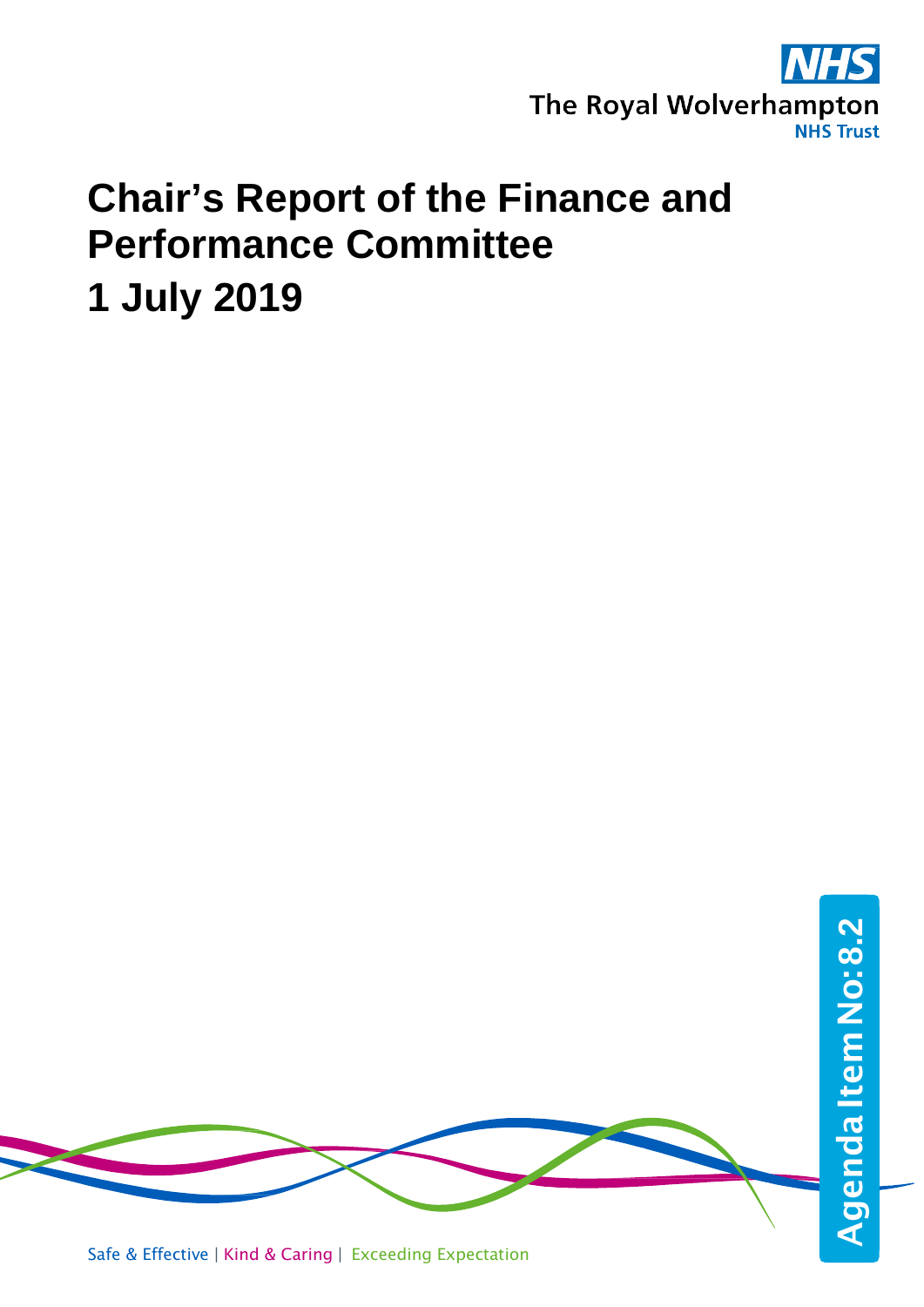The Royal Wolverhampton NHS Trust

# Chair's Report of the Finance and Performance Committee

# 1 July 2019

Agenda Item No: 8.2

Safe & Effective | Kind & Caring | Exceeding Expectation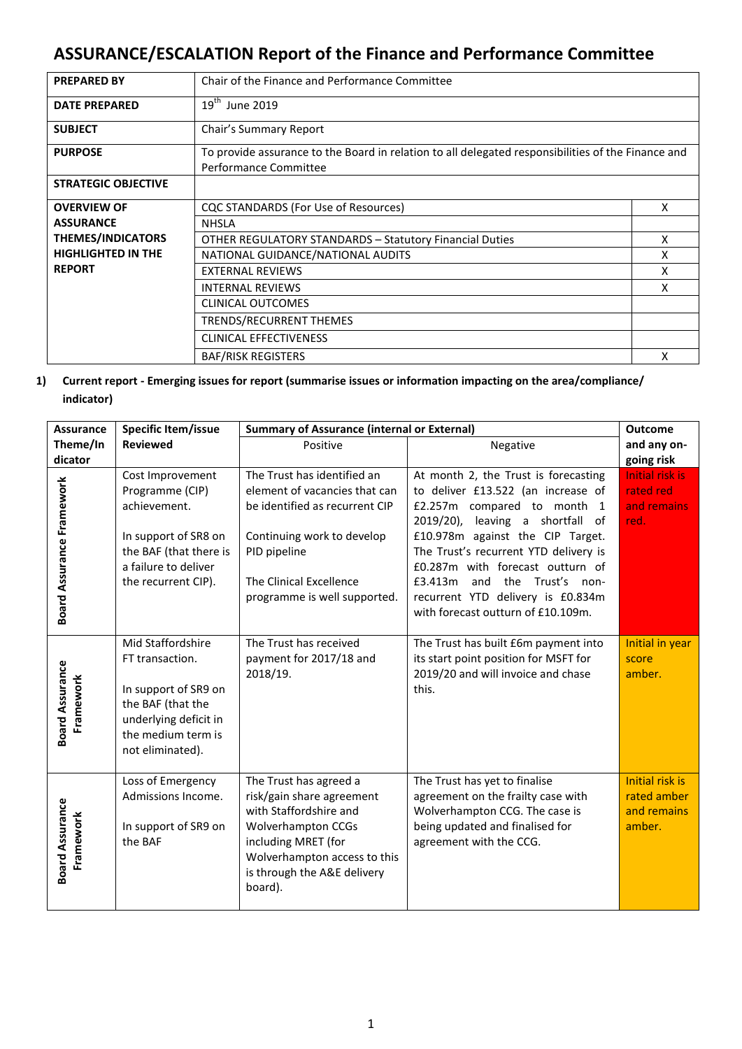# ASSURANCE/ESCALATION Report of the Finance and Performance Committee

| **PREPARED BY** | Chair of the Finance and Performance Committee | |
|---|---|---|
| **DATE PREPARED** | 19th June 2019 | |
| **SUBJECT** | Chair's Summary Report | |
| **PURPOSE** | To provide assurance to the Board in relation to all delegated responsibilities of the Finance and Performance Committee | |
| **STRATEGIC OBJECTIVE** | | |
| **OVERVIEW OF ASSURANCE THEMES/INDICATORS HIGHLIGHTED IN THE REPORT** | CQC STANDARDS (For Use of Resources) | X |
| | NHSLA | |
| | OTHER REGULATORY STANDARDS – Statutory Financial Duties | X |
| | NATIONAL GUIDANCE/NATIONAL AUDITS | X |
| | EXTERNAL REVIEWS | X |
| | INTERNAL REVIEWS | X |
| | CLINICAL OUTCOMES | |
| | TRENDS/RECURRENT THEMES | |
| | CLINICAL EFFECTIVENESS | |
| | BAF/RISK REGISTERS | X |

**1) Current report - Emerging issues for report (summarise issues or information impacting on the area/compliance/ indicator)**

| **Assurance Theme/Indicator** | **Specific Item/issue Reviewed** | **Summary of Assurance (internal or External)** | | **Outcome and any on-going risk** |
|---|---|---|---|---|
| | | Positive | Negative | |
| Board Assurance Framework | Cost Improvement Programme (CIP) achievement.<br><br>In support of SR8 on the BAF (that there is a failure to deliver the recurrent CIP). | The Trust has identified an element of vacancies that can be identified as recurrent CIP<br><br>Continuing work to develop PID pipeline<br><br>The Clinical Excellence programme is well supported. | At month 2, the Trust is forecasting to deliver £13.522 (an increase of £2.257m compared to month 1 2019/20), leaving a shortfall of £10.978m against the CIP Target. The Trust's recurrent YTD delivery is £0.287m with forecast outturn of £3.413m and the Trust's non-recurrent YTD delivery is £0.834m with forecast outturn of £10.109m. | Initial risk is rated red and remains red. |
| Board Assurance Framework | Mid Staffordshire FT transaction.<br><br>In support of SR9 on the BAF (that the underlying deficit in the medium term is not eliminated). | The Trust has received payment for 2017/18 and 2018/19. | The Trust has built £6m payment into its start point position for MSFT for 2019/20 and will invoice and chase this. | Initial in year score amber. |
| Board Assurance Framework | Loss of Emergency Admissions Income.<br><br>In support of SR9 on the BAF | The Trust has agreed a risk/gain share agreement with Staffordshire and Wolverhampton CCGs including MRET (for Wolverhampton access to this is through the A&E delivery board). | The Trust has yet to finalise agreement on the frailty case with Wolverhampton CCG. The case is being updated and finalised for agreement with the CCG. | Initial risk is rated amber and remains amber. |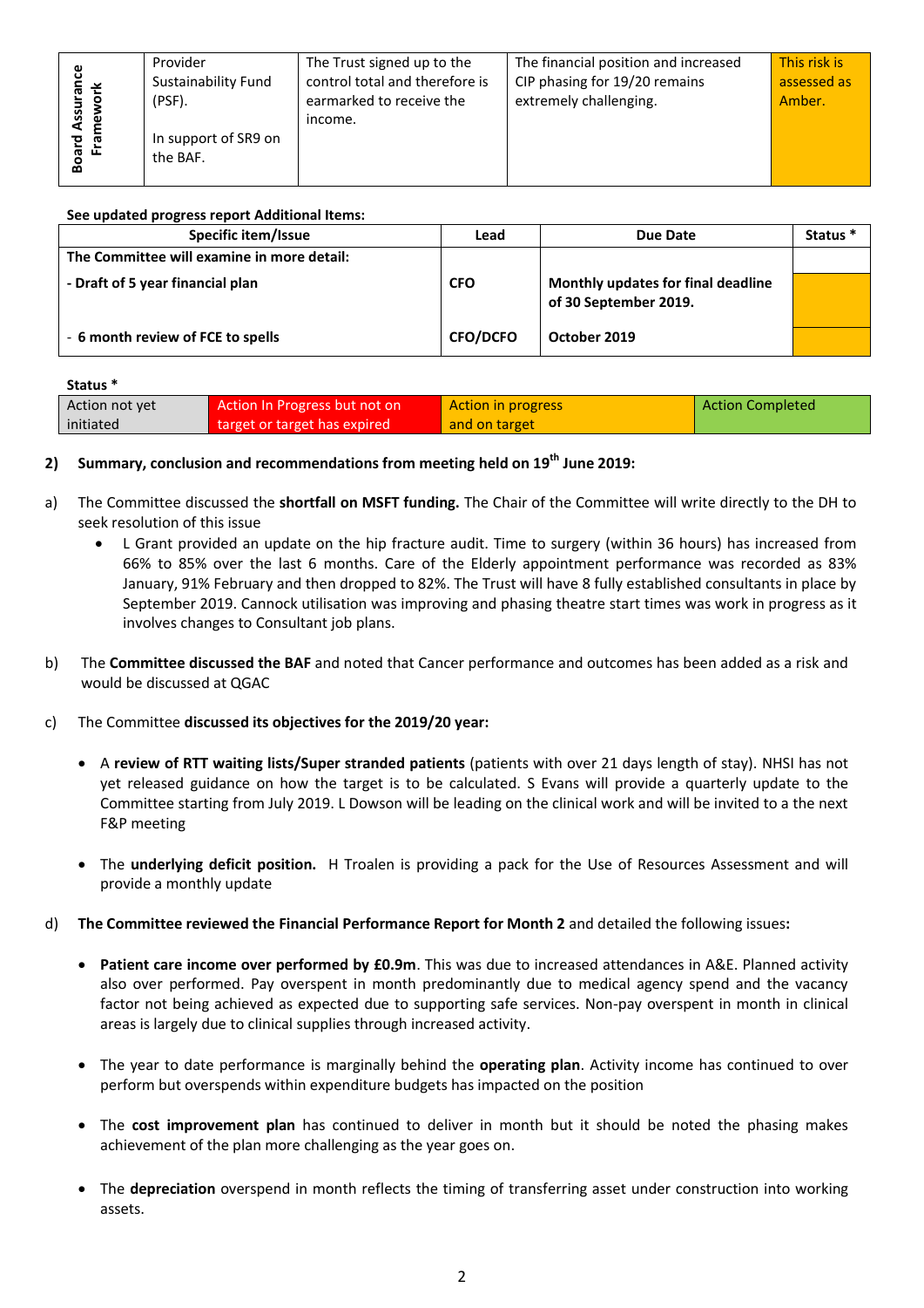| Board Assurance Framework | Provider Sustainability Fund (PSF).<br><br>In support of SR9 on the BAF. | The Trust signed up to the control total and therefore is earmarked to receive the income. | The financial position and increased CIP phasing for 19/20 remains extremely challenging. | This risk is assessed as Amber. |
|---|---|---|---|---|

**See updated progress report Additional Items:**

| Specific item/Issue | Lead | Due Date | Status * |
|---|---|---|---|
| **The Committee will examine in more detail:** | | | |
| **- Draft of 5 year financial plan** | **CFO** | **Monthly updates for final deadline of 30 September 2019.** | |
| - **6 month review of FCE to spells** | **CFO/DCFO** | **October 2019** | |

**Status ***

| Action not yet initiated | Action In Progress but not on target or target has expired | Action in progress and on target | Action Completed |
|---|---|---|---|

**2) Summary, conclusion and recommendations from meeting held on 19th June 2019:**

a) The Committee discussed the **shortfall on MSFT funding.** The Chair of the Committee will write directly to the DH to seek resolution of this issue

- L Grant provided an update on the hip fracture audit. Time to surgery (within 36 hours) has increased from 66% to 85% over the last 6 months. Care of the Elderly appointment performance was recorded as 83% January, 91% February and then dropped to 82%. The Trust will have 8 fully established consultants in place by September 2019. Cannock utilisation was improving and phasing theatre start times was work in progress as it involves changes to Consultant job plans.

b) The **Committee discussed the BAF** and noted that Cancer performance and outcomes has been added as a risk and would be discussed at QGAC

c) The Committee **discussed its objectives for the 2019/20 year:**

- A **review of RTT waiting lists/Super stranded patients** (patients with over 21 days length of stay). NHSI has not yet released guidance on how the target is to be calculated. S Evans will provide a quarterly update to the Committee starting from July 2019. L Dowson will be leading on the clinical work and will be invited to a the next F&P meeting

- The **underlying deficit position.** H Troalen is providing a pack for the Use of Resources Assessment and will provide a monthly update

d) **The Committee reviewed the Financial Performance Report for Month 2** and detailed the following issues**:**

- **Patient care income over performed by £0.9m**. This was due to increased attendances in A&E. Planned activity also over performed. Pay overspent in month predominantly due to medical agency spend and the vacancy factor not being achieved as expected due to supporting safe services. Non-pay overspent in month in clinical areas is largely due to clinical supplies through increased activity.

- The year to date performance is marginally behind the **operating plan**. Activity income has continued to over perform but overspends within expenditure budgets has impacted on the position

- The **cost improvement plan** has continued to deliver in month but it should be noted the phasing makes achievement of the plan more challenging as the year goes on.

- The **depreciation** overspend in month reflects the timing of transferring asset under construction into working assets.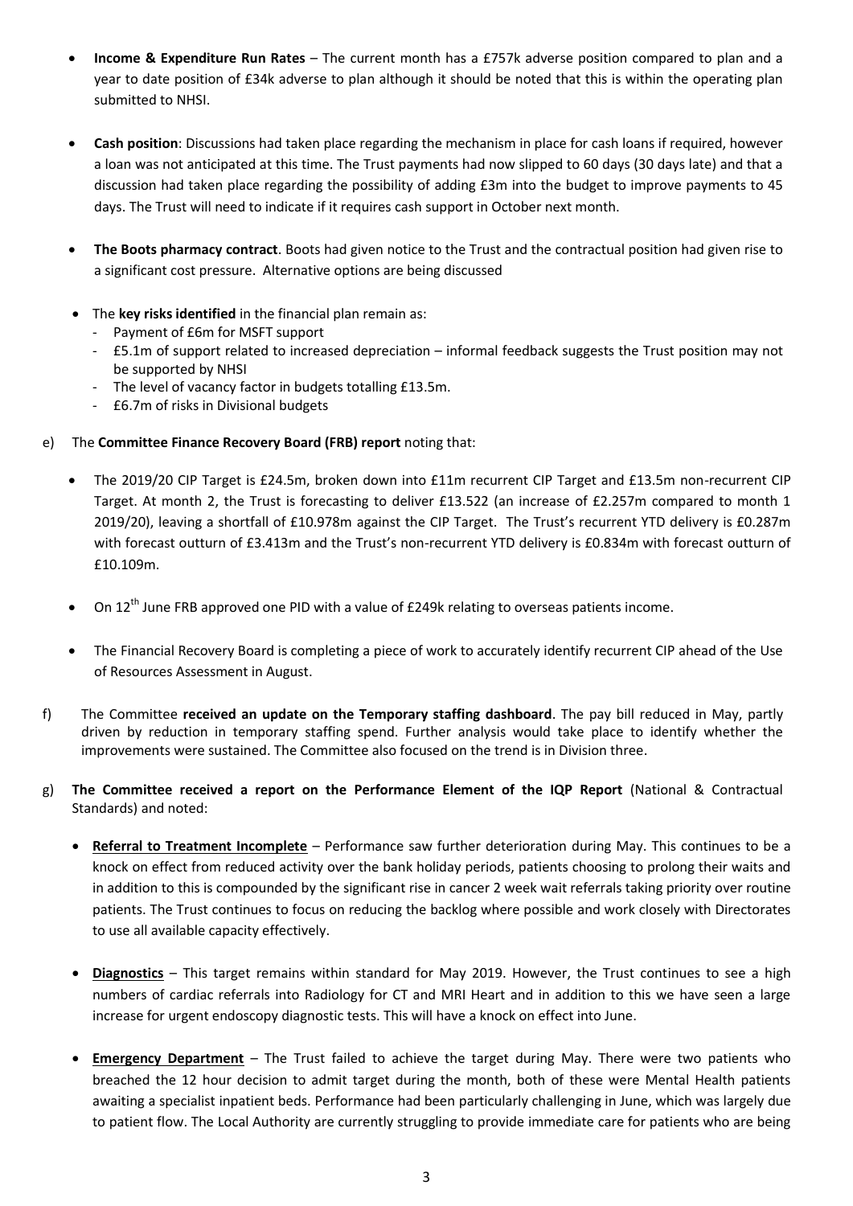- **Income & Expenditure Run Rates** – The current month has a £757k adverse position compared to plan and a year to date position of £34k adverse to plan although it should be noted that this is within the operating plan submitted to NHSI.

- **Cash position**: Discussions had taken place regarding the mechanism in place for cash loans if required, however a loan was not anticipated at this time. The Trust payments had now slipped to 60 days (30 days late) and that a discussion had taken place regarding the possibility of adding £3m into the budget to improve payments to 45 days. The Trust will need to indicate if it requires cash support in October next month.

- **The Boots pharmacy contract**. Boots had given notice to the Trust and the contractual position had given rise to a significant cost pressure. Alternative options are being discussed

- The **key risks identified** in the financial plan remain as:
  - Payment of £6m for MSFT support
  - £5.1m of support related to increased depreciation – informal feedback suggests the Trust position may not be supported by NHSI
  - The level of vacancy factor in budgets totalling £13.5m.
  - £6.7m of risks in Divisional budgets

e) The **Committee Finance Recovery Board (FRB) report** noting that:

- The 2019/20 CIP Target is £24.5m, broken down into £11m recurrent CIP Target and £13.5m non-recurrent CIP Target. At month 2, the Trust is forecasting to deliver £13.522 (an increase of £2.257m compared to month 1 2019/20), leaving a shortfall of £10.978m against the CIP Target. The Trust's recurrent YTD delivery is £0.287m with forecast outturn of £3.413m and the Trust's non-recurrent YTD delivery is £0.834m with forecast outturn of £10.109m.

- On 12th June FRB approved one PID with a value of £249k relating to overseas patients income.

- The Financial Recovery Board is completing a piece of work to accurately identify recurrent CIP ahead of the Use of Resources Assessment in August.

f) The Committee **received an update on the Temporary staffing dashboard**. The pay bill reduced in May, partly driven by reduction in temporary staffing spend. Further analysis would take place to identify whether the improvements were sustained. The Committee also focused on the trend is in Division three.

g) **The Committee received a report on the Performance Element of the IQP Report** (National & Contractual Standards) and noted:

- **Referral to Treatment Incomplete** – Performance saw further deterioration during May. This continues to be a knock on effect from reduced activity over the bank holiday periods, patients choosing to prolong their waits and in addition to this is compounded by the significant rise in cancer 2 week wait referrals taking priority over routine patients. The Trust continues to focus on reducing the backlog where possible and work closely with Directorates to use all available capacity effectively.

- **Diagnostics** – This target remains within standard for May 2019. However, the Trust continues to see a high numbers of cardiac referrals into Radiology for CT and MRI Heart and in addition to this we have seen a large increase for urgent endoscopy diagnostic tests. This will have a knock on effect into June.

- **Emergency Department** – The Trust failed to achieve the target during May. There were two patients who breached the 12 hour decision to admit target during the month, both of these were Mental Health patients awaiting a specialist inpatient beds. Performance had been particularly challenging in June, which was largely due to patient flow. The Local Authority are currently struggling to provide immediate care for patients who are being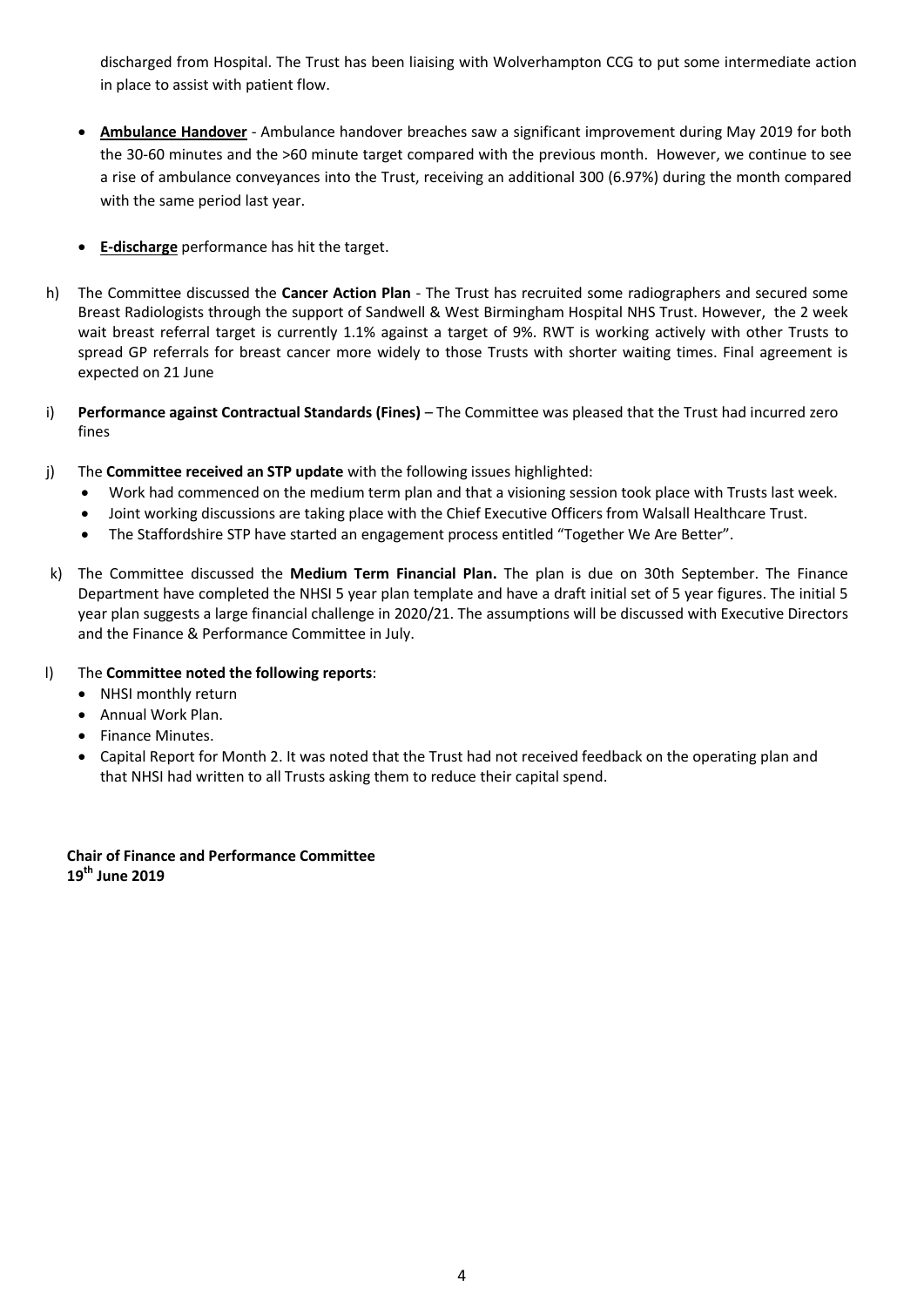discharged from Hospital. The Trust has been liaising with Wolverhampton CCG to put some intermediate action in place to assist with patient flow.

- **Ambulance Handover** - Ambulance handover breaches saw a significant improvement during May 2019 for both the 30-60 minutes and the >60 minute target compared with the previous month. However, we continue to see a rise of ambulance conveyances into the Trust, receiving an additional 300 (6.97%) during the month compared with the same period last year.

- **E-discharge** performance has hit the target.

h) The Committee discussed the **Cancer Action Plan** - The Trust has recruited some radiographers and secured some Breast Radiologists through the support of Sandwell & West Birmingham Hospital NHS Trust. However, the 2 week wait breast referral target is currently 1.1% against a target of 9%. RWT is working actively with other Trusts to spread GP referrals for breast cancer more widely to those Trusts with shorter waiting times. Final agreement is expected on 21 June

i) **Performance against Contractual Standards (Fines)** – The Committee was pleased that the Trust had incurred zero fines

j) The **Committee received an STP update** with the following issues highlighted:
   - Work had commenced on the medium term plan and that a visioning session took place with Trusts last week.
   - Joint working discussions are taking place with the Chief Executive Officers from Walsall Healthcare Trust.
   - The Staffordshire STP have started an engagement process entitled "Together We Are Better".

k) The Committee discussed the **Medium Term Financial Plan.** The plan is due on 30th September. The Finance Department have completed the NHSI 5 year plan template and have a draft initial set of 5 year figures. The initial 5 year plan suggests a large financial challenge in 2020/21. The assumptions will be discussed with Executive Directors and the Finance & Performance Committee in July.

l) The **Committee noted the following reports**:
   - NHSI monthly return
   - Annual Work Plan.
   - Finance Minutes.
   - Capital Report for Month 2. It was noted that the Trust had not received feedback on the operating plan and that NHSI had written to all Trusts asking them to reduce their capital spend.

**Chair of Finance and Performance Committee**
**19th June 2019**